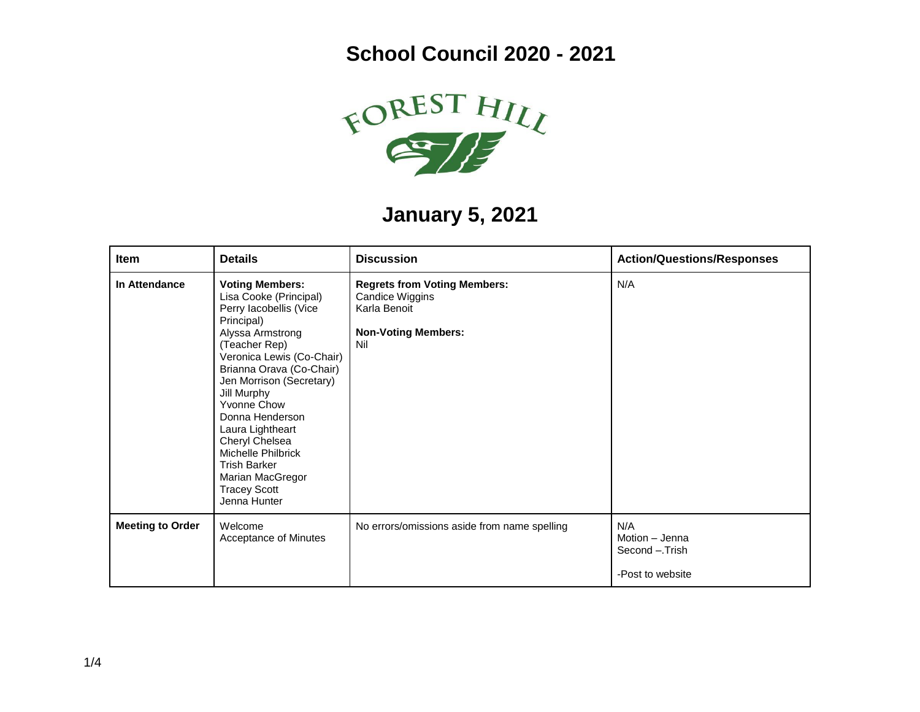# School Council 2020 - 2021

FOREST HILL

## January 5, 2021

| Item | Details | Discussion | Action/Questions/Responses |
|---|---|---|---|
| **In Attendance** | **Voting Members:**<br>Lisa Cooke (Principal)<br>Perry Iacobellis (Vice Principal)<br>Alyssa Armstrong (Teacher Rep)<br>Veronica Lewis (Co-Chair)<br>Brianna Orava (Co-Chair)<br>Jen Morrison (Secretary)<br>Jill Murphy<br>Yvonne Chow<br>Donna Henderson<br>Laura Lightheart<br>Cheryl Chelsea<br>Michelle Philbrick<br>Trish Barker<br>Marian MacGregor<br>Tracey Scott<br>Jenna Hunter | **Regrets from Voting Members:**<br>Candice Wiggins<br>Karla Benoit<br><br>**Non-Voting Members:**<br>Nil | N/A |
| **Meeting to Order** | Welcome<br>Acceptance of Minutes | No errors/omissions aside from name spelling | N/A<br>Motion – Jenna<br>Second –.Trish<br><br>-Post to website |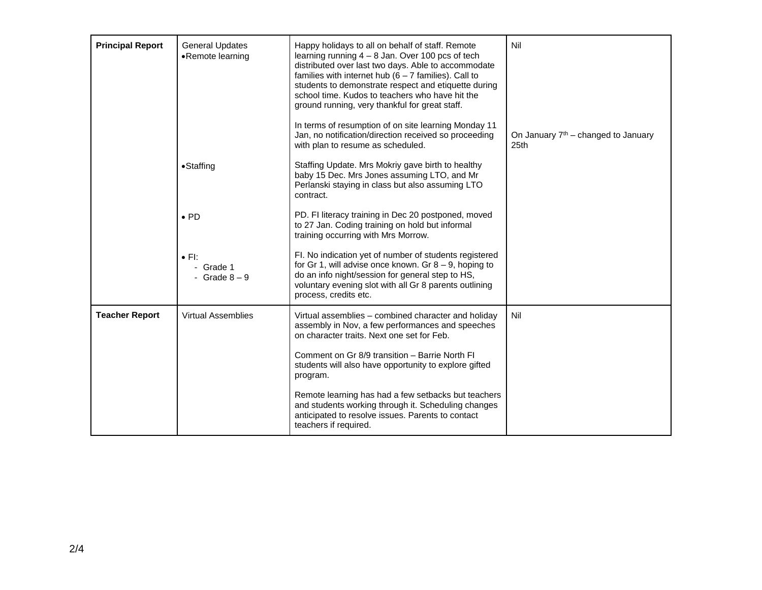| **Principal Report** | General Updates<br>•Remote learning<br><br><br><br><br><br><br><br><br><br>•Staffing<br><br><br><br>• PD<br><br><br>• FI:<br>- Grade 1<br>- Grade 8 – 9 | Happy holidays to all on behalf of staff. Remote learning running 4 – 8 Jan. Over 100 pcs of tech distributed over last two days. Able to accommodate families with internet hub (6 – 7 families). Call to students to demonstrate respect and etiquette during school time. Kudos to teachers who have hit the ground running, very thankful for great staff.<br><br>In terms of resumption of on site learning Monday 11 Jan, no notification/direction received so proceeding with plan to resume as scheduled.<br><br>Staffing Update. Mrs Mokriy gave birth to healthy baby 15 Dec. Mrs Jones assuming LTO, and Mr Perlanski staying in class but also assuming LTO contract.<br><br>PD. FI literacy training in Dec 20 postponed, moved to 27 Jan. Coding training on hold but informal training occurring with Mrs Morrow.<br><br>FI. No indication yet of number of students registered for Gr 1, will advise once known. Gr 8 – 9, hoping to do an info night/session for general step to HS, voluntary evening slot with all Gr 8 parents outlining process, credits etc. | Nil<br><br><br><br><br><br><br><br><br>On January 7th – changed to January 25th |
|---|---|---|---|
| **Teacher Report** | Virtual Assemblies | Virtual assemblies – combined character and holiday assembly in Nov, a few performances and speeches on character traits. Next one set for Feb.<br><br>Comment on Gr 8/9 transition – Barrie North FI students will also have opportunity to explore gifted program.<br><br>Remote learning has had a few setbacks but teachers and students working through it. Scheduling changes anticipated to resolve issues. Parents to contact teachers if required. | Nil |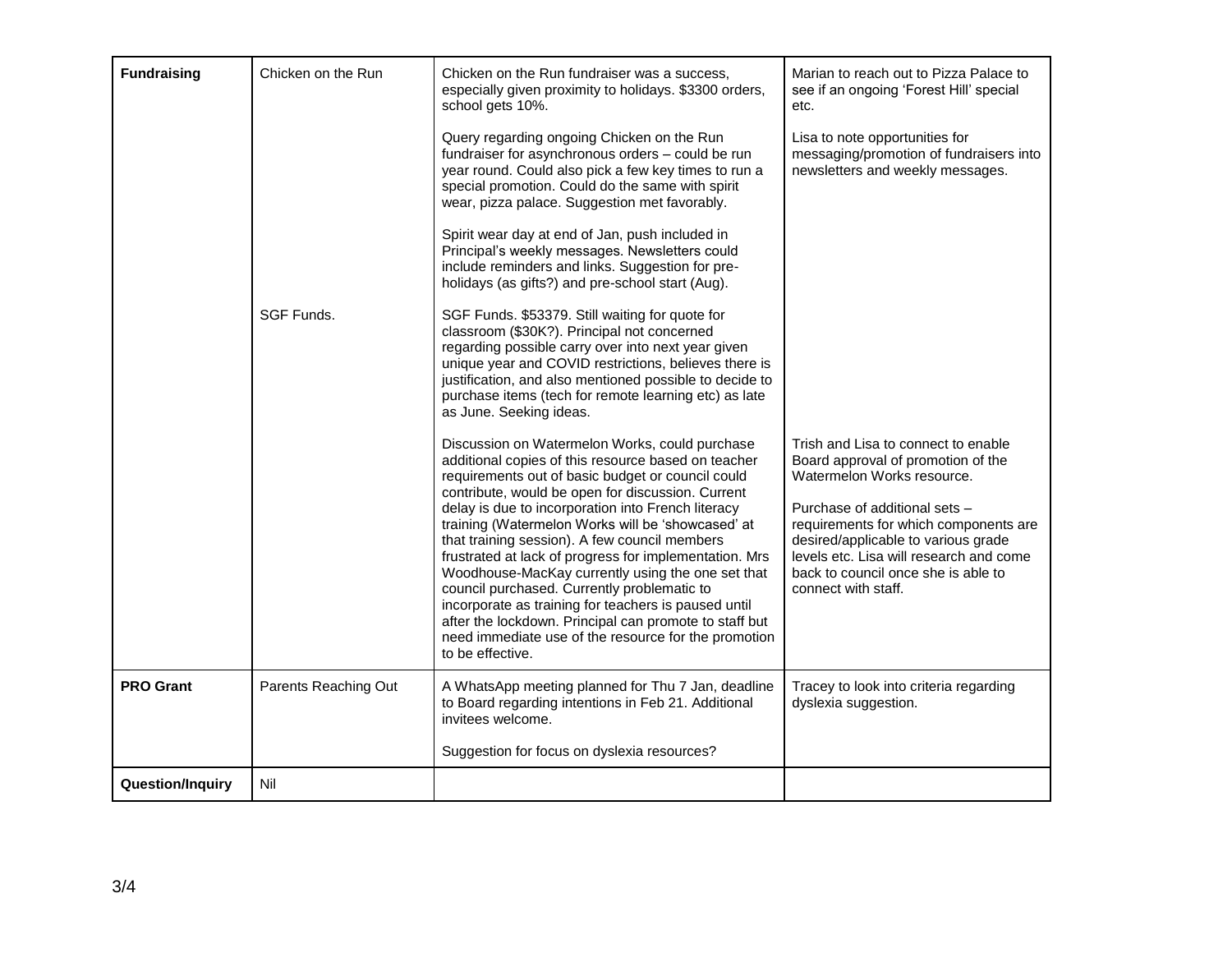| | | | |
|---|---|---|---|
| **Fundraising** | Chicken on the Run | Chicken on the Run fundraiser was a success, especially given proximity to holidays. $3300 orders, school gets 10%.<br><br>Query regarding ongoing Chicken on the Run fundraiser for asynchronous orders – could be run year round. Could also pick a few key times to run a special promotion. Could do the same with spirit wear, pizza palace. Suggestion met favorably.<br><br>Spirit wear day at end of Jan, push included in Principal's weekly messages. Newsletters could include reminders and links. Suggestion for pre-holidays (as gifts?) and pre-school start (Aug). | Marian to reach out to Pizza Palace to see if an ongoing 'Forest Hill' special etc.<br><br>Lisa to note opportunities for messaging/promotion of fundraisers into newsletters and weekly messages. |
| | SGF Funds. | SGF Funds. $53379. Still waiting for quote for classroom ($30K?). Principal not concerned regarding possible carry over into next year given unique year and COVID restrictions, believes there is justification, and also mentioned possible to decide to purchase items (tech for remote learning etc) as late as June. Seeking ideas.<br><br>Discussion on Watermelon Works, could purchase additional copies of this resource based on teacher requirements out of basic budget or council could contribute, would be open for discussion. Current delay is due to incorporation into French literacy training (Watermelon Works will be 'showcased' at that training session). A few council members frustrated at lack of progress for implementation. Mrs Woodhouse-MacKay currently using the one set that council purchased. Currently problematic to incorporate as training for teachers is paused until after the lockdown. Principal can promote to staff but need immediate use of the resource for the promotion to be effective. | Trish and Lisa to connect to enable Board approval of promotion of the Watermelon Works resource.<br><br>Purchase of additional sets – requirements for which components are desired/applicable to various grade levels etc. Lisa will research and come back to council once she is able to connect with staff. |
| **PRO Grant** | Parents Reaching Out | A WhatsApp meeting planned for Thu 7 Jan, deadline to Board regarding intentions in Feb 21. Additional invitees welcome.<br><br>Suggestion for focus on dyslexia resources? | Tracey to look into criteria regarding dyslexia suggestion. |
| **Question/Inquiry** | Nil | | |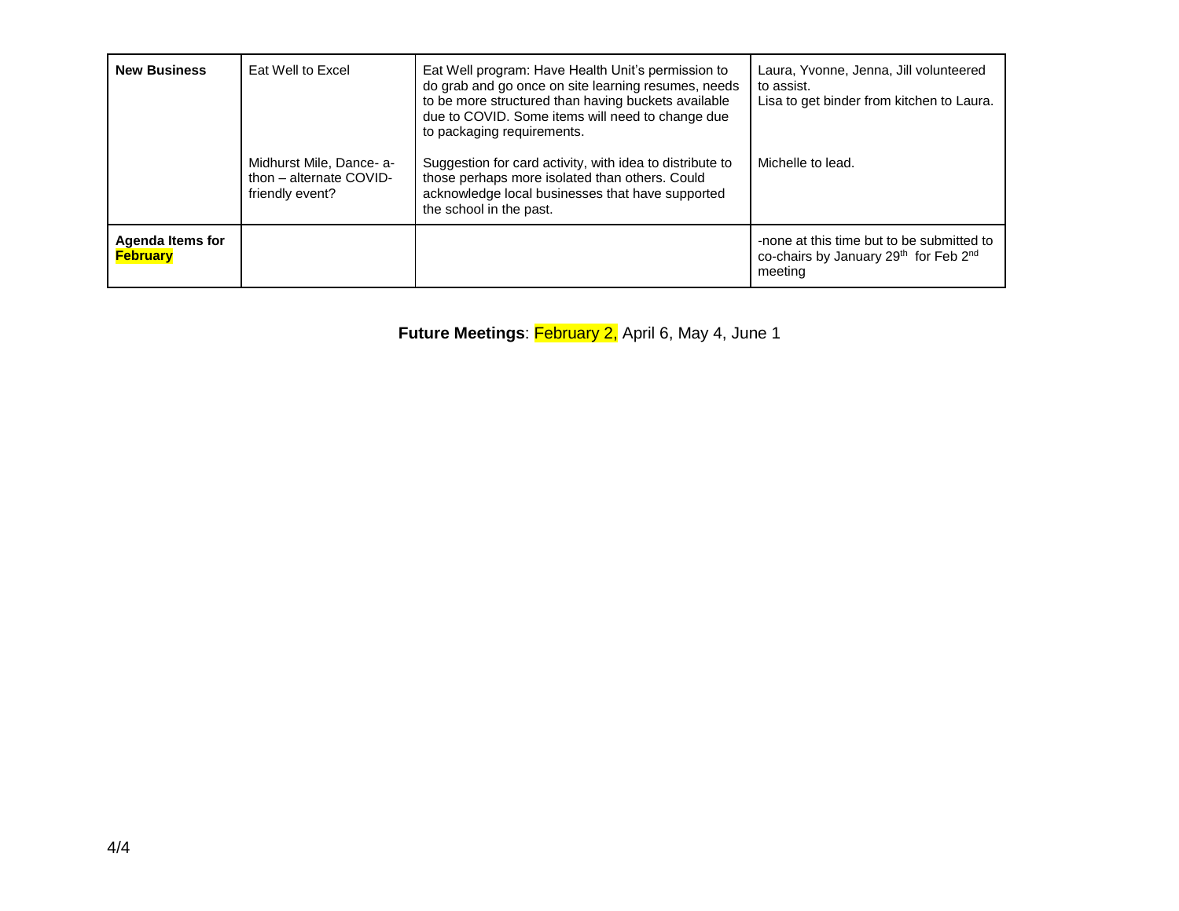| | | | |
|---|---|---|---|
| **New Business** | Eat Well to Excel | Eat Well program: Have Health Unit's permission to do grab and go once on site learning resumes, needs to be more structured than having buckets available due to COVID. Some items will need to change due to packaging requirements. | Laura, Yvonne, Jenna, Jill volunteered to assist.<br>Lisa to get binder from kitchen to Laura. |
| | Midhurst Mile, Dance- a-thon – alternate COVID-friendly event? | Suggestion for card activity, with idea to distribute to those perhaps more isolated than others. Could acknowledge local businesses that have supported the school in the past. | Michelle to lead. |
| **Agenda Items for February** | | | -none at this time but to be submitted to co-chairs by January 29th for Feb 2nd meeting |

**Future Meetings**: February 2, April 6, May 4, June 1